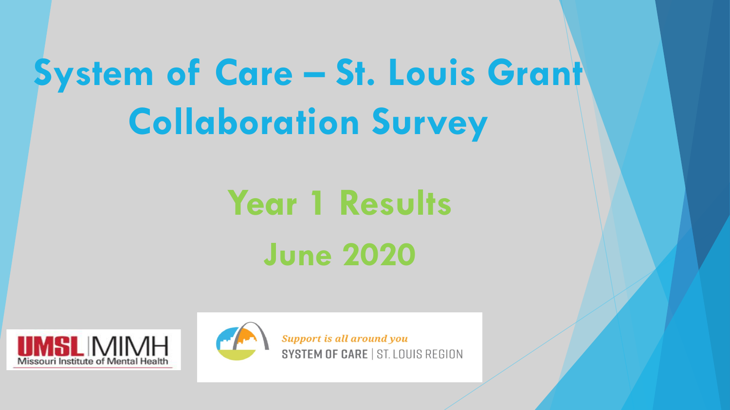# System of Care – St. Louis Grant Collaboration Survey

## Year 1 Results

## June 2020

UMSL | MIMH Missouri Institute of Mental Health

*Support is all around you*
SYSTEM OF CARE | ST. LOUIS REGION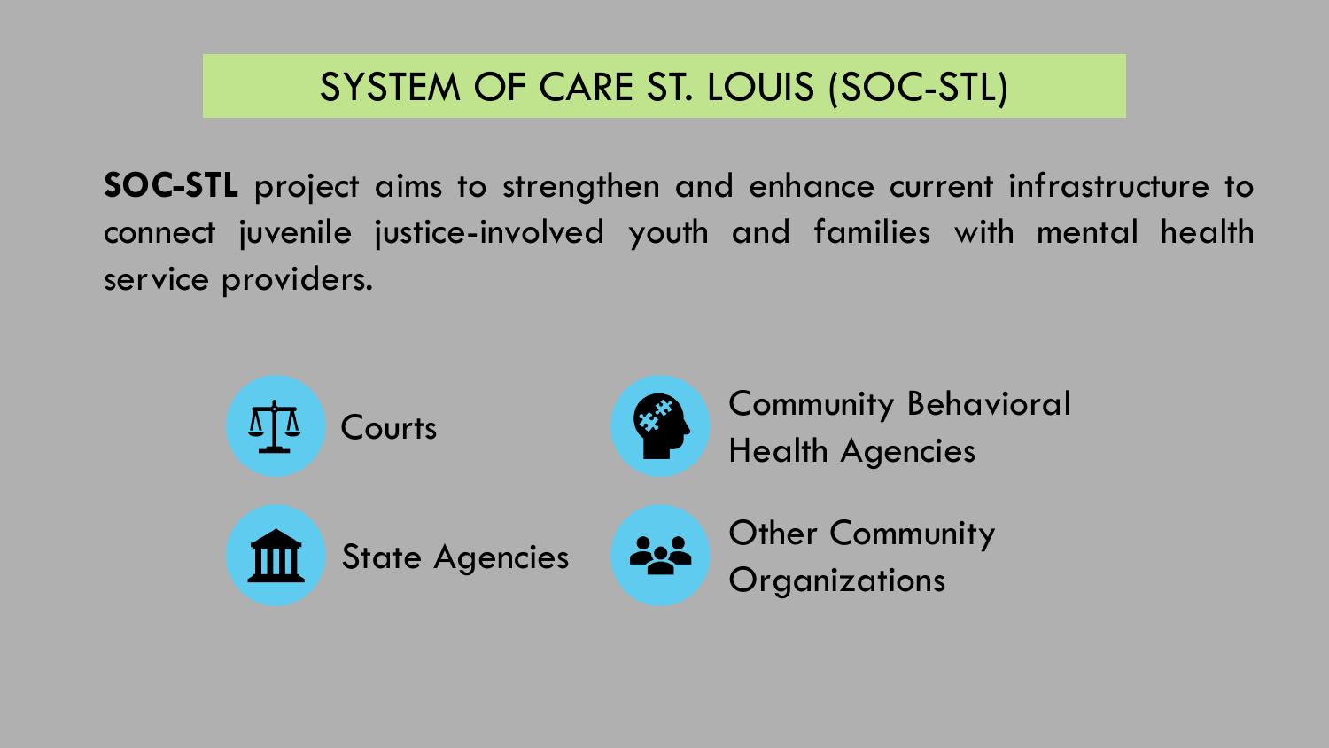# SYSTEM OF CARE ST. LOUIS (SOC-STL)

**SOC-STL** project aims to strengthen and enhance current infrastructure to connect juvenile justice-involved youth and families with mental health service providers.

- Courts
- Community Behavioral Health Agencies
- State Agencies
- Other Community Organizations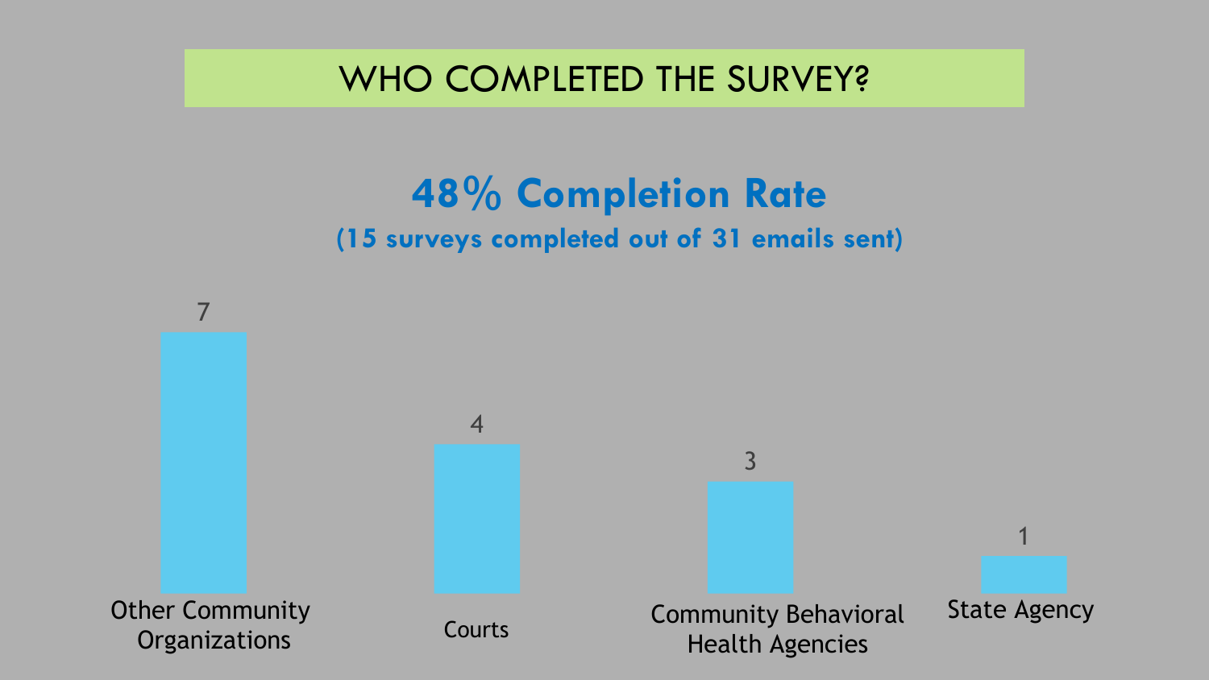# WHO COMPLETED THE SURVEY?

## 48% Completion Rate

**(15 surveys completed out of 31 emails sent)**

| Other Community Organizations | Courts | Community Behavioral Health Agencies | State Agency |
|---|---|---|---|
| 7 | 4 | 3 | 1 |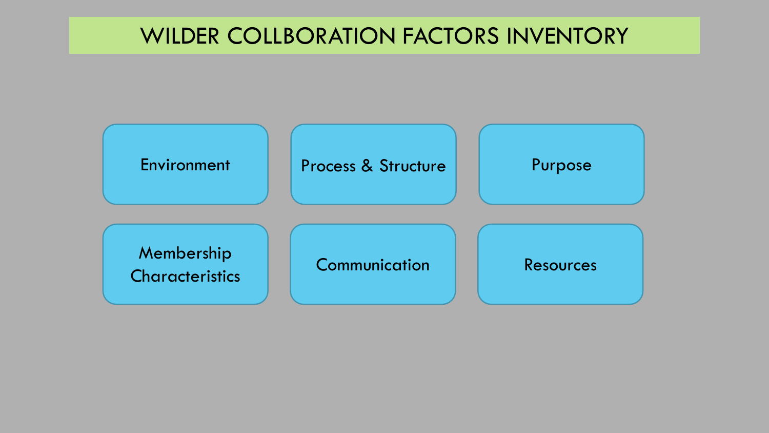# WILDER COLLBORATION FACTORS INVENTORY

- Environment
- Process & Structure
- Purpose
- Membership Characteristics
- Communication
- Resources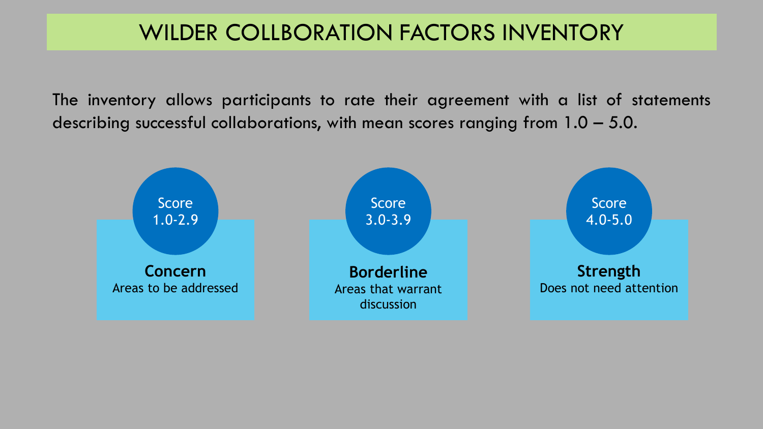# WILDER COLLBORATION FACTORS INVENTORY

The inventory allows participants to rate their agreement with a list of statements describing successful collaborations, with mean scores ranging from 1.0 – 5.0.

**Score 1.0-2.9**

**Concern**
Areas to be addressed

**Score 3.0-3.9**

**Borderline**
Areas that warrant discussion

**Score 4.0-5.0**

**Strength**
Does not need attention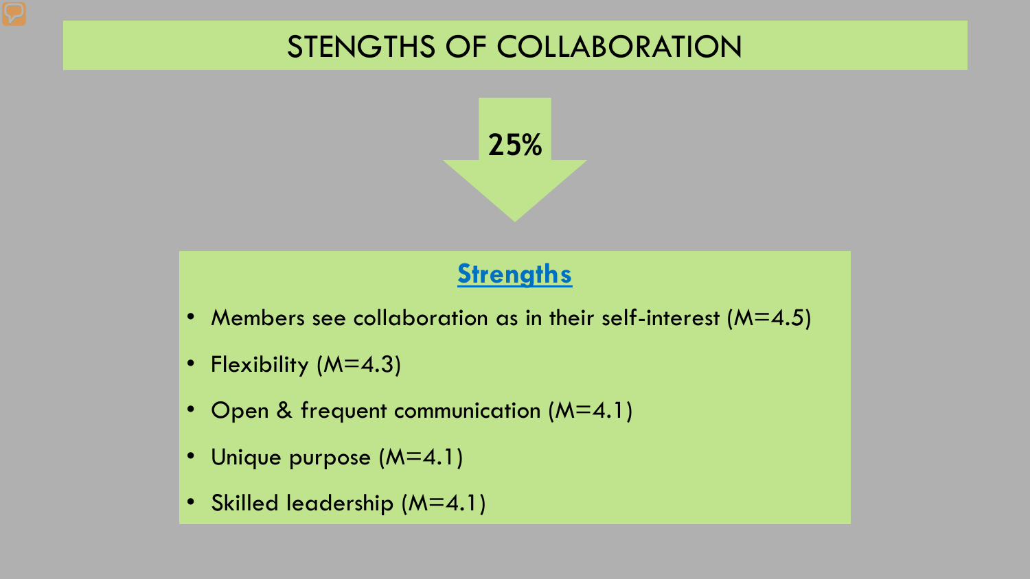# STENGTHS OF COLLABORATION

**25%**

## Strengths

- Members see collaboration as in their self-interest (M=4.5)
- Flexibility (M=4.3)
- Open & frequent communication (M=4.1)
- Unique purpose (M=4.1)
- Skilled leadership (M=4.1)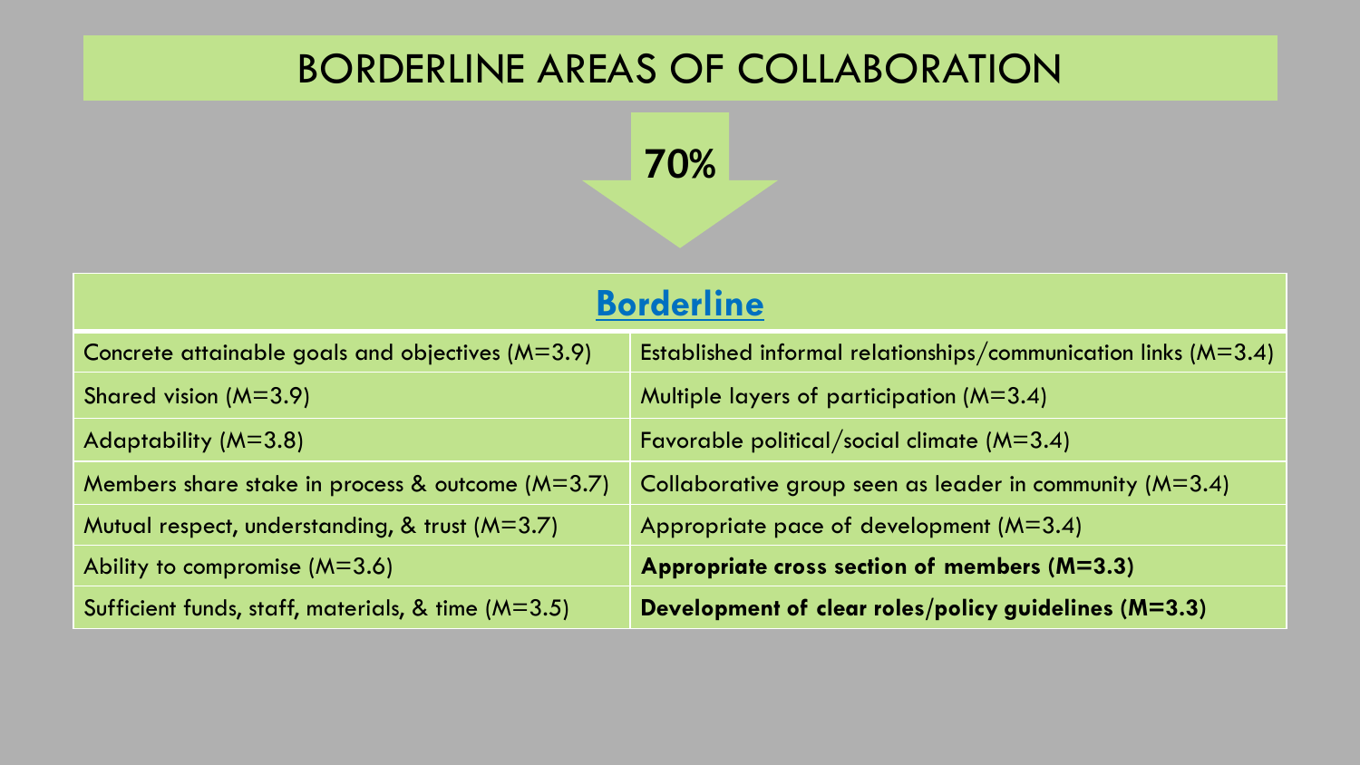# BORDERLINE AREAS OF COLLABORATION

**70%**

| Borderline | |
|---|---|
| Concrete attainable goals and objectives (M=3.9) | Established informal relationships/communication links (M=3.4) |
| Shared vision (M=3.9) | Multiple layers of participation (M=3.4) |
| Adaptability (M=3.8) | Favorable political/social climate (M=3.4) |
| Members share stake in process & outcome (M=3.7) | Collaborative group seen as leader in community (M=3.4) |
| Mutual respect, understanding, & trust (M=3.7) | Appropriate pace of development (M=3.4) |
| Ability to compromise (M=3.6) | **Appropriate cross section of members (M=3.3)** |
| Sufficient funds, staff, materials, & time (M=3.5) | **Development of clear roles/policy guidelines (M=3.3)** |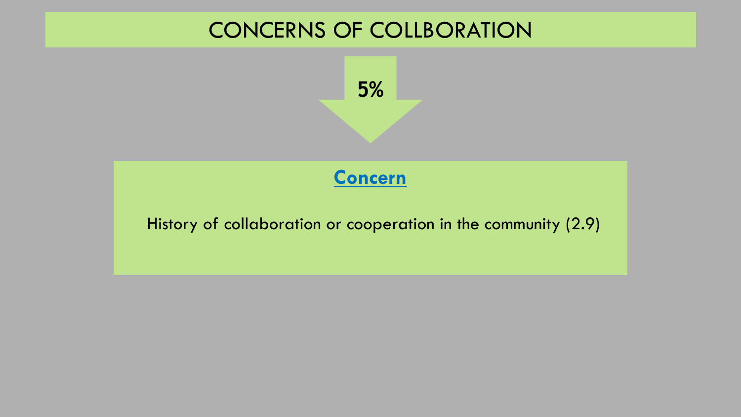# CONCERNS OF COLLBORATION

**5%**

## Concern

History of collaboration or cooperation in the community (2.9)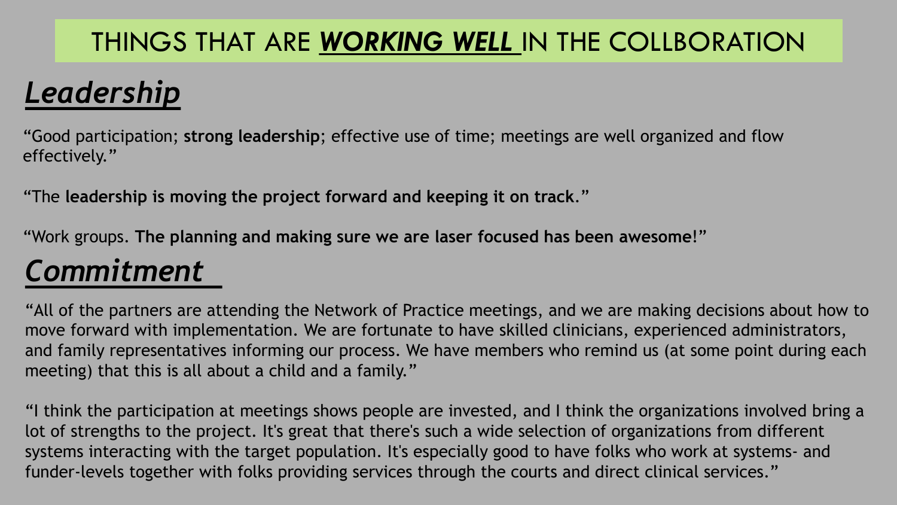# THINGS THAT ARE ***WORKING WELL*** IN THE COLLBORATION

## ***Leadership***

"Good participation; **strong leadership**; effective use of time; meetings are well organized and flow effectively."

"The **leadership is moving the project forward and keeping it on track**."

"Work groups. **The planning and making sure we are laser focused has been awesome**!"

## ***Commitment***

"All of the partners are attending the Network of Practice meetings, and we are making decisions about how to move forward with implementation. We are fortunate to have skilled clinicians, experienced administrators, and family representatives informing our process. We have members who remind us (at some point during each meeting) that this is all about a child and a family."

"I think the participation at meetings shows people are invested, and I think the organizations involved bring a lot of strengths to the project. It's great that there's such a wide selection of organizations from different systems interacting with the target population. It's especially good to have folks who work at systems- and funder-levels together with folks providing services through the courts and direct clinical services."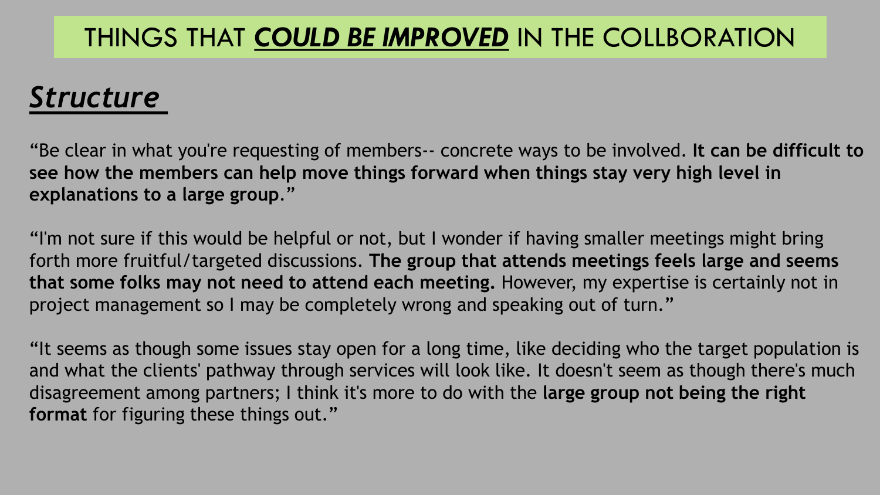# THINGS THAT ***COULD BE IMPROVED*** IN THE COLLBORATION

## ***Structure***

"Be clear in what you're requesting of members-- concrete ways to be involved. **It can be difficult to see how the members can help move things forward when things stay very high level in explanations to a large group.**"

"I'm not sure if this would be helpful or not, but I wonder if having smaller meetings might bring forth more fruitful/targeted discussions. **The group that attends meetings feels large and seems that some folks may not need to attend each meeting.** However, my expertise is certainly not in project management so I may be completely wrong and speaking out of turn."

"It seems as though some issues stay open for a long time, like deciding who the target population is and what the clients' pathway through services will look like. It doesn't seem as though there's much disagreement among partners; I think it's more to do with the **large group not being the right format** for figuring these things out."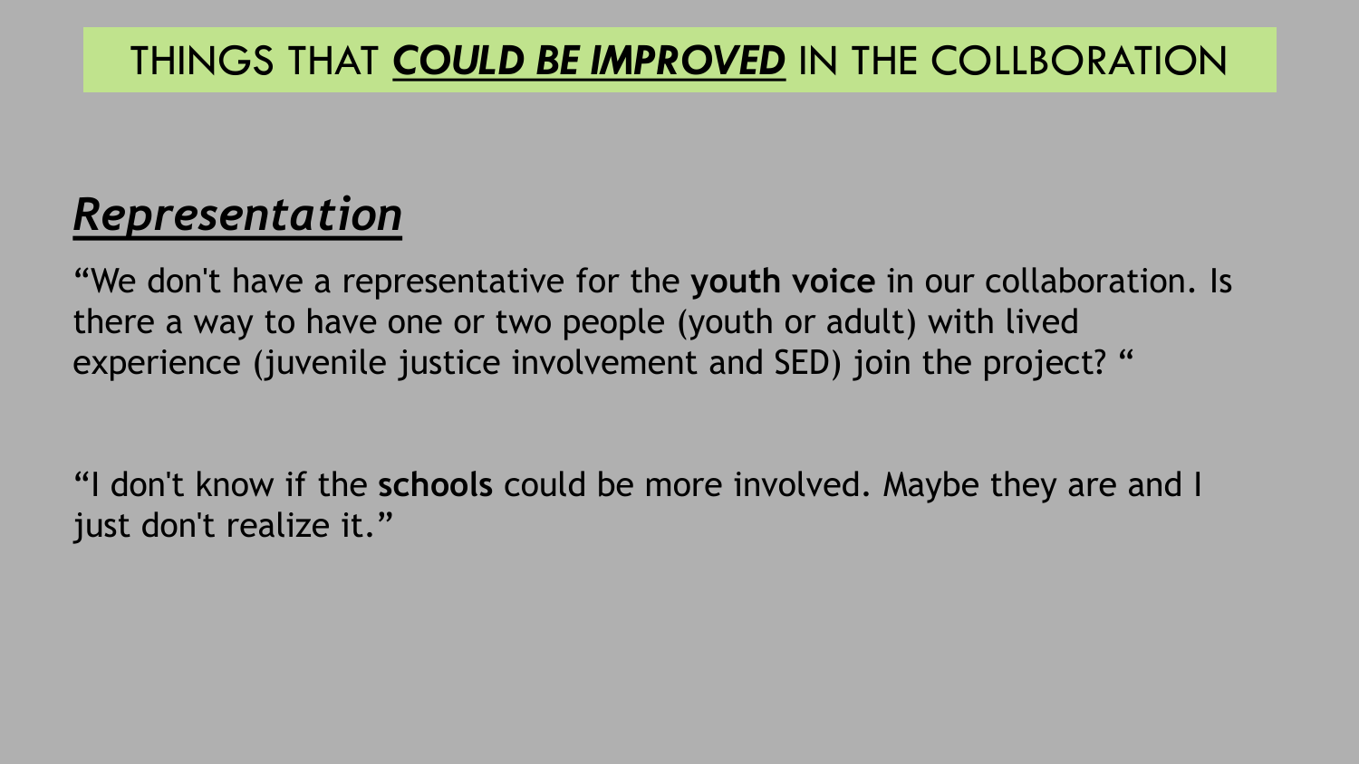# THINGS THAT ***COULD BE IMPROVED*** IN THE COLLBORATION

## ***Representation***

“We don't have a representative for the **youth voice** in our collaboration. Is there a way to have one or two people (youth or adult) with lived experience (juvenile justice involvement and SED) join the project? “

“I don't know if the **schools** could be more involved. Maybe they are and I just don't realize it.”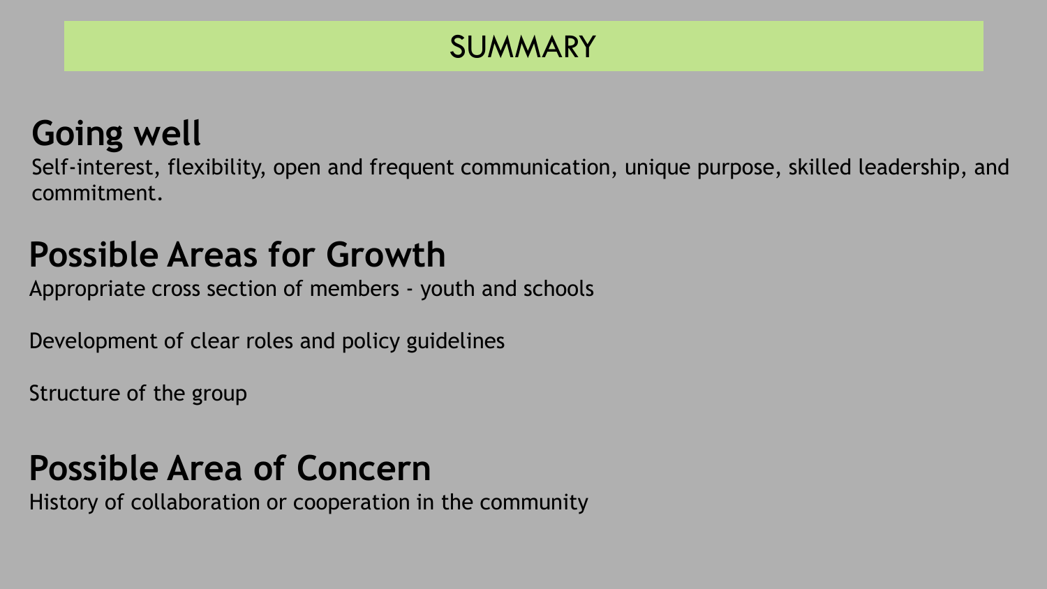# SUMMARY

## Going well

Self-interest, flexibility, open and frequent communication, unique purpose, skilled leadership, and commitment.

## Possible Areas for Growth

Appropriate cross section of members - youth and schools

Development of clear roles and policy guidelines

Structure of the group

## Possible Area of Concern

History of collaboration or cooperation in the community